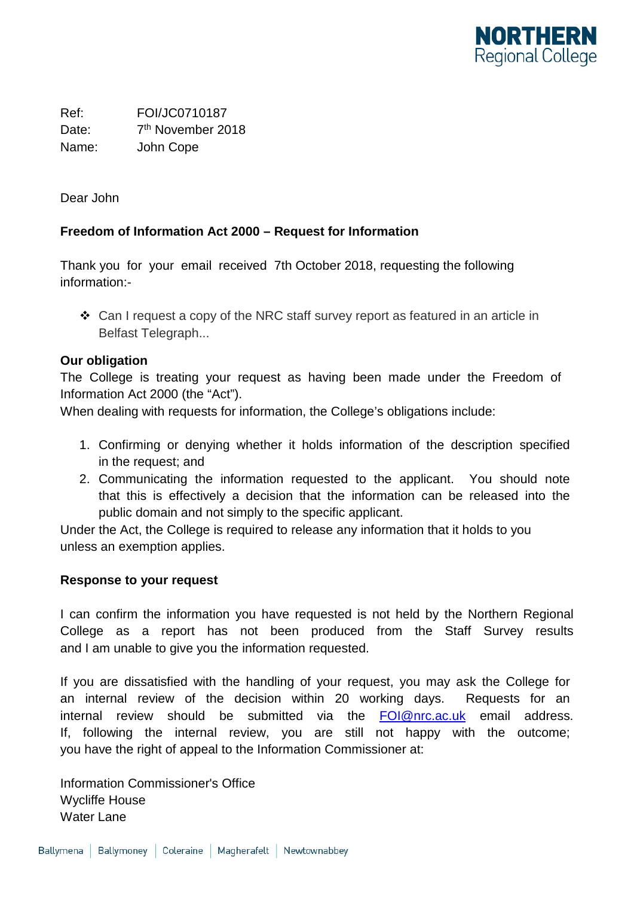NORTHERN Regional College

Ref: FOI/JC0710187
Date: 7th November 2018
Name: John Cope

Dear John

**Freedom of Information Act 2000 – Request for Information**

Thank you for your email received 7th October 2018, requesting the following information:-

- Can I request a copy of the NRC staff survey report as featured in an article in Belfast Telegraph...

**Our obligation**

The College is treating your request as having been made under the Freedom of Information Act 2000 (the "Act").

When dealing with requests for information, the College's obligations include:

1. Confirming or denying whether it holds information of the description specified in the request; and
2. Communicating the information requested to the applicant. You should note that this is effectively a decision that the information can be released into the public domain and not simply to the specific applicant.

Under the Act, the College is required to release any information that it holds to you unless an exemption applies.

**Response to your request**

I can confirm the information you have requested is not held by the Northern Regional College as a report has not been produced from the Staff Survey results and I am unable to give you the information requested.

If you are dissatisfied with the handling of your request, you may ask the College for an internal review of the decision within 20 working days. Requests for an internal review should be submitted via the FOI@nrc.ac.uk email address. If, following the internal review, you are still not happy with the outcome; you have the right of appeal to the Information Commissioner at:

Information Commissioner's Office
Wycliffe House
Water Lane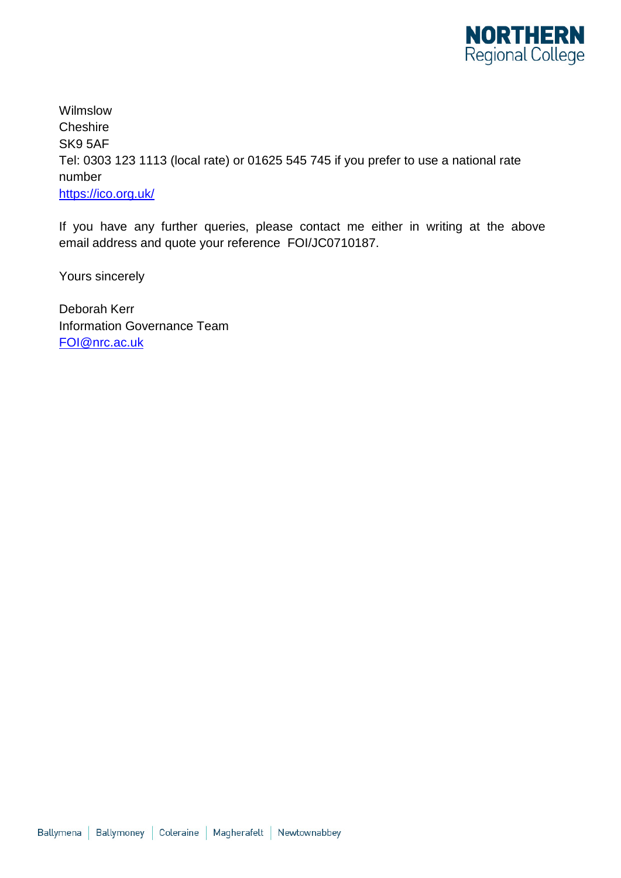Wilmslow
Cheshire
SK9 5AF
Tel: 0303 123 1113 (local rate) or 01625 545 745 if you prefer to use a national rate number
https://ico.org.uk/

If you have any further queries, please contact me either in writing at the above email address and quote your reference FOI/JC0710187.

Yours sincerely

Deborah Kerr
Information Governance Team
FOI@nrc.ac.uk